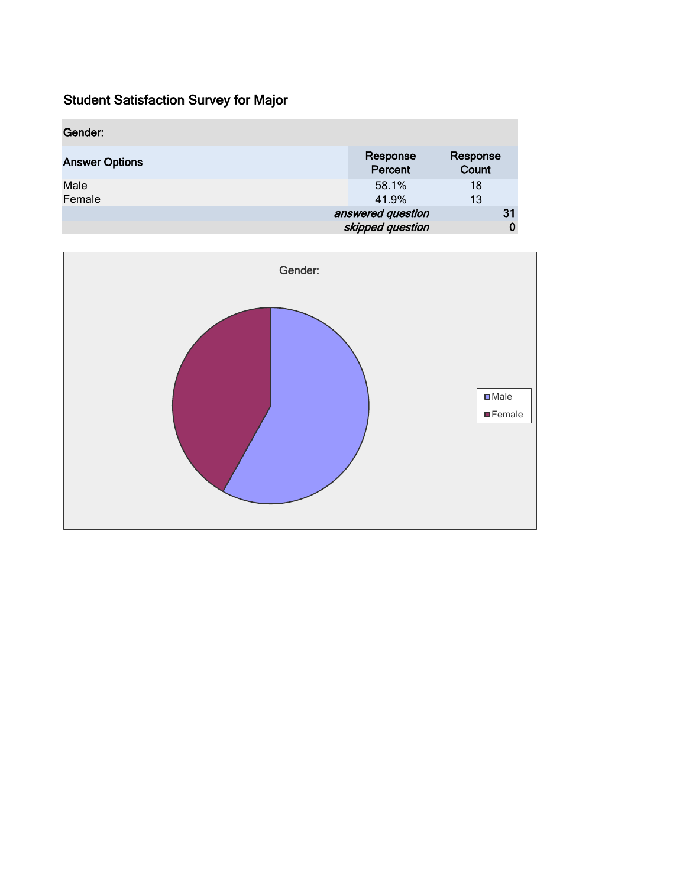# Student Satisfaction Survey for Major

| Gender: | | |
|---|---|---|
| **Answer Options** | **Response Percent** | **Response Count** |
| Male | 58.1% | 18 |
| Female | 41.9% | 13 |
| | *answered question* | **31** |
| | *skipped question* | **0** |

Gender:

Male

Female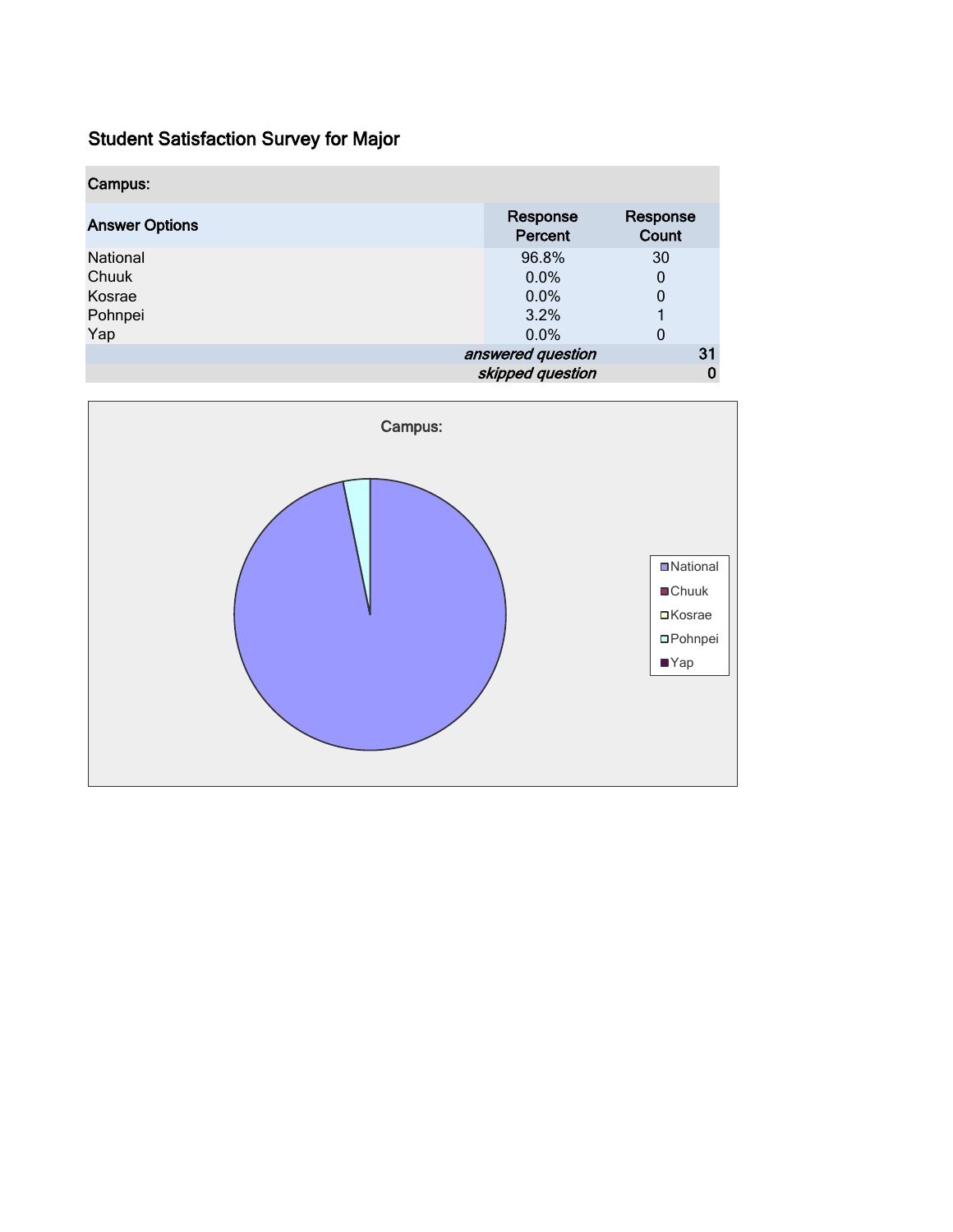## Student Satisfaction Survey for Major

| Campus: | | |
|---|---|---|
| **Answer Options** | **Response Percent** | **Response Count** |
| National | 96.8% | 30 |
| Chuuk | 0.0% | 0 |
| Kosrae | 0.0% | 0 |
| Pohnpei | 3.2% | 1 |
| Yap | 0.0% | 0 |
| | *answered question* | **31** |
| | *skipped question* | **0** |

Campus:

- National
- Chuuk
- Kosrae
- Pohnpei
- Yap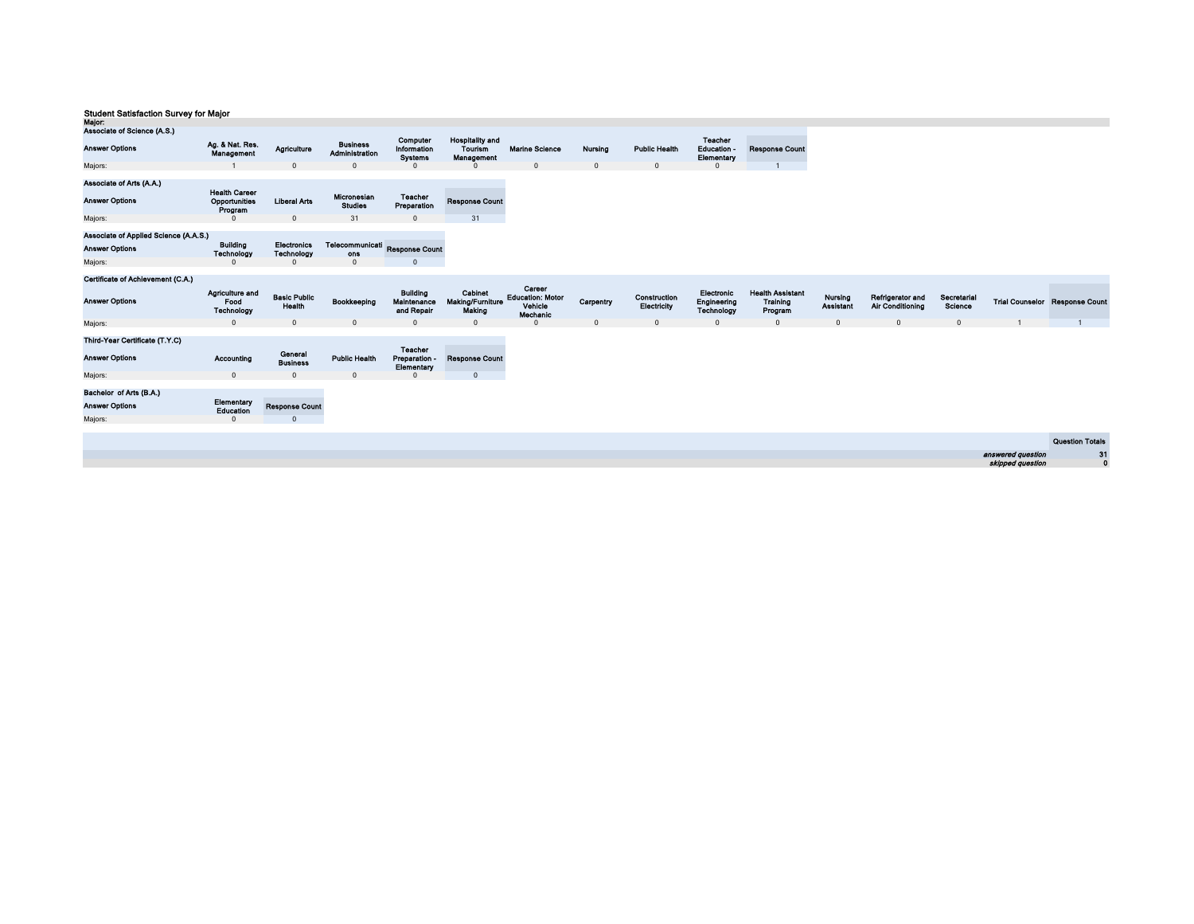**Student Satisfaction Survey for Major**

**Major:**

**Associate of Science (A.S.)**

| Answer Options | Ag. & Nat. Res. Management | Agriculture | Business Administration | Computer Information Systems | Hospitality and Tourism Management | Marine Science | Nursing | Public Health | Teacher Education - Elementary | Response Count |
|---|---|---|---|---|---|---|---|---|---|---|
| Majors: | 1 | 0 | 0 | 0 | 0 | 0 | 0 | 0 | 0 | 1 |

**Associate of Arts (A.A.)**

| Answer Options | Health Career Opportunities Program | Liberal Arts | Micronesian Studies | Teacher Preparation | Response Count |
|---|---|---|---|---|---|
| Majors: | 0 | 0 | 31 | 0 | 31 |

**Associate of Applied Science (A.A.S.)**

| Answer Options | Building Technology | Electronics Technology | Telecommunications | Response Count |
|---|---|---|---|---|
| Majors: | 0 | 0 | 0 | 0 |

**Certificate of Achievement (C.A.)**

| Answer Options | Agriculture and Food Technology | Basic Public Health | Bookkeeping | Building Maintenance and Repair | Cabinet Making/Furniture Making | Career Education: Motor Vehicle Mechanic | Carpentry | Construction Electricity | Electronic Engineering Technology | Health Assistant Training Program | Nursing Assistant | Refrigerator and Air Conditioning | Secretarial Science | Trial Counselor | Response Count |
|---|---|---|---|---|---|---|---|---|---|---|---|---|---|---|---|
| Majors: | 0 | 0 | 0 | 0 | 0 | 0 | 0 | 0 | 0 | 0 | 0 | 0 | 0 | 1 | 1 |

**Third-Year Certificate (T.Y.C)**

| Answer Options | Accounting | General Business | Public Health | Teacher Preparation - Elementary | Response Count |
|---|---|---|---|---|---|
| Majors: | 0 | 0 | 0 | 0 | 0 |

**Bachelor of Arts (B.A.)**

| Answer Options | Elementary Education | Response Count |
|---|---|---|
| Majors: | 0 | 0 |

| | Question Totals |
|---|---|
| *answered question* | 31 |
| *skipped question* | 0 |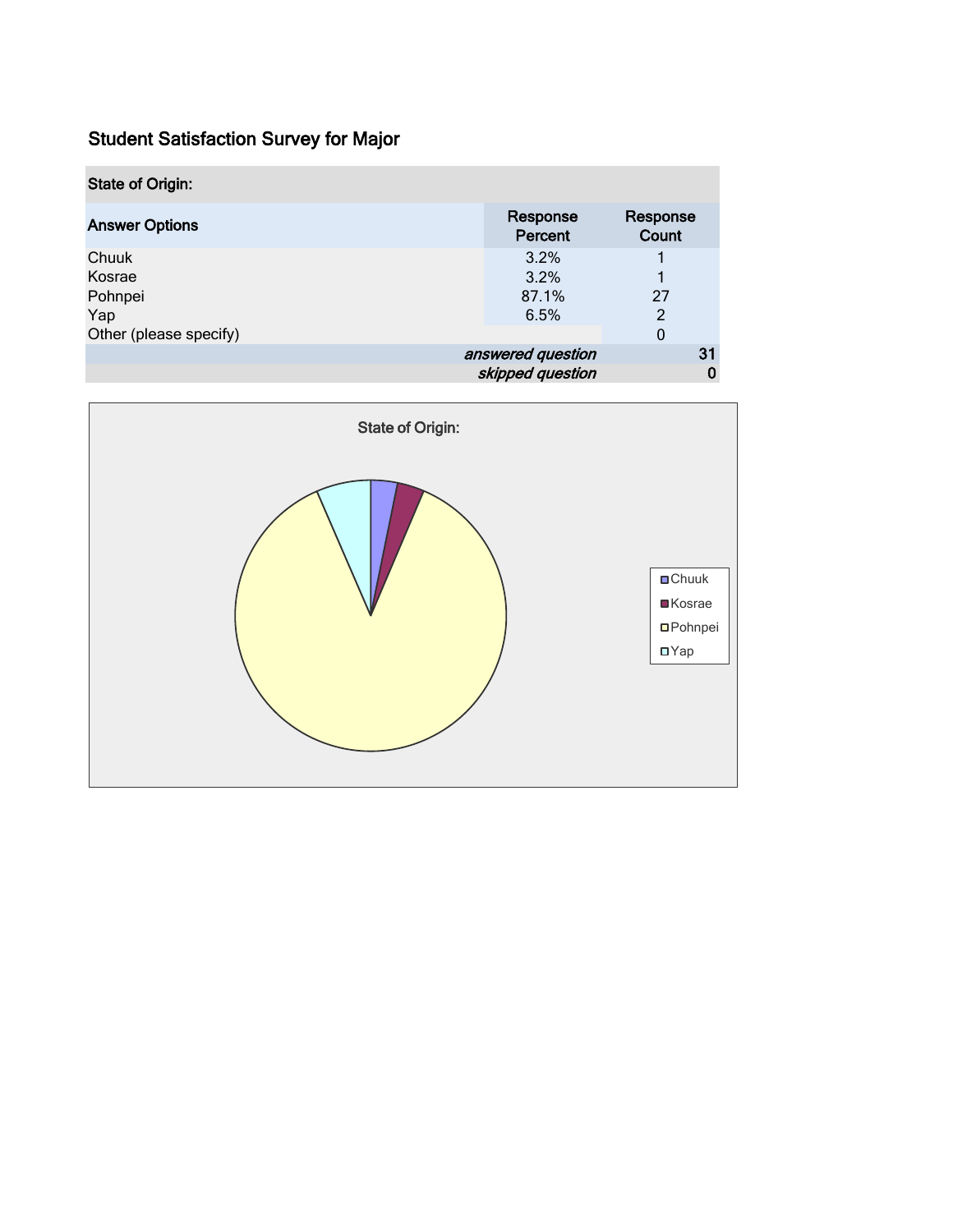## Student Satisfaction Survey for Major

| State of Origin: | | |
|---|---|---|
| **Answer Options** | **Response Percent** | **Response Count** |
| Chuuk | 3.2% | 1 |
| Kosrae | 3.2% | 1 |
| Pohnpei | 87.1% | 27 |
| Yap | 6.5% | 2 |
| Other (please specify) | | 0 |
| | *answered question* | **31** |
| | *skipped question* | **0** |

State of Origin:

- Chuuk
- Kosrae
- Pohnpei
- Yap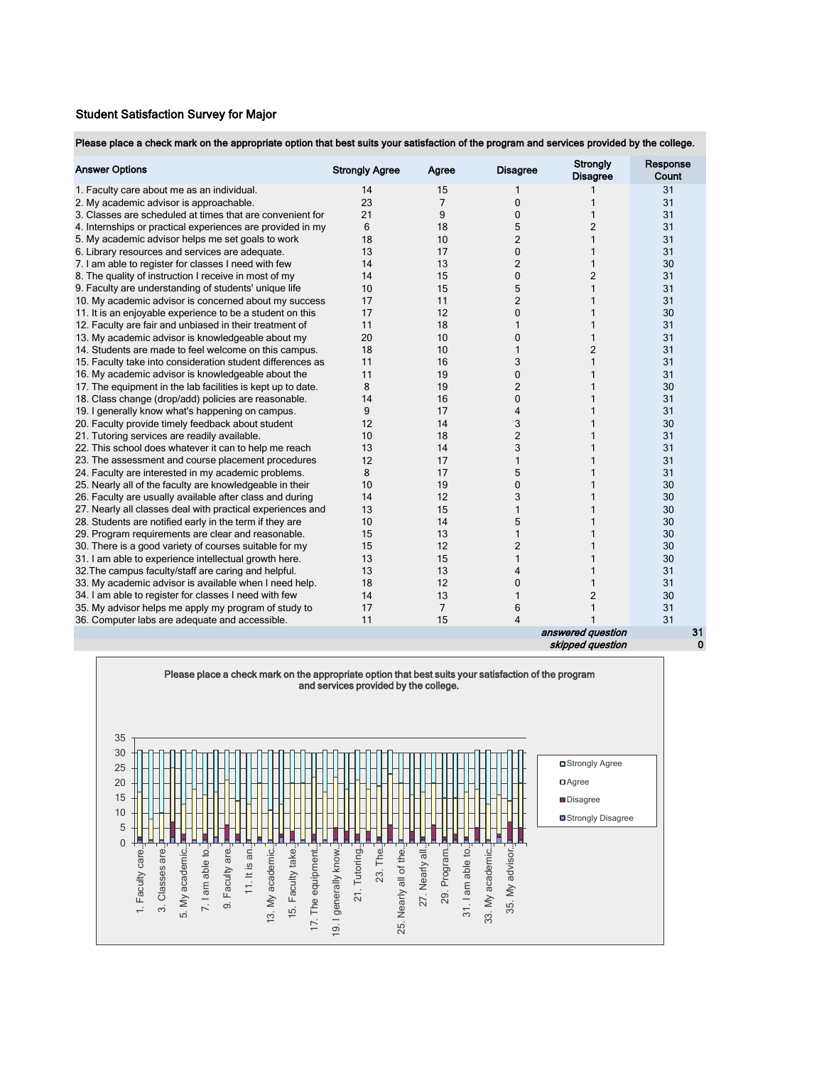### Student Satisfaction Survey for Major

| Please place a check mark on the appropriate option that best suits your satisfaction of the program and services provided by the college. | | | | | |
|---|---|---|---|---|---|
| **Answer Options** | **Strongly Agree** | **Agree** | **Disagree** | **Strongly Disagree** | **Response Count** |
| 1. Faculty care about me as an individual. | 14 | 15 | 1 | 1 | 31 |
| 2. My academic advisor is approachable. | 23 | 7 | 0 | 1 | 31 |
| 3. Classes are scheduled at times that are convenient for | 21 | 9 | 0 | 1 | 31 |
| 4. Internships or practical experiences are provided in my | 6 | 18 | 5 | 2 | 31 |
| 5. My academic advisor helps me set goals to work | 18 | 10 | 2 | 1 | 31 |
| 6. Library resources and services are adequate. | 13 | 17 | 0 | 1 | 31 |
| 7. I am able to register for classes I need with few | 14 | 13 | 2 | 1 | 30 |
| 8. The quality of instruction I receive in most of my | 14 | 15 | 0 | 2 | 31 |
| 9. Faculty are understanding of students' unique life | 10 | 15 | 5 | 1 | 31 |
| 10. My academic advisor is concerned about my success | 17 | 11 | 2 | 1 | 31 |
| 11. It is an enjoyable experience to be a student on this | 17 | 12 | 0 | 1 | 30 |
| 12. Faculty are fair and unbiased in their treatment of | 11 | 18 | 1 | 1 | 31 |
| 13. My academic advisor is knowledgeable about my | 20 | 10 | 0 | 1 | 31 |
| 14. Students are made to feel welcome on this campus. | 18 | 10 | 1 | 2 | 31 |
| 15. Faculty take into consideration student differences as | 11 | 16 | 3 | 1 | 31 |
| 16. My academic advisor is knowledgeable about the | 11 | 19 | 0 | 1 | 31 |
| 17. The equipment in the lab facilities is kept up to date. | 8 | 19 | 2 | 1 | 30 |
| 18. Class change (drop/add) policies are reasonable. | 14 | 16 | 0 | 1 | 31 |
| 19. I generally know what's happening on campus. | 9 | 17 | 4 | 1 | 31 |
| 20. Faculty provide timely feedback about student | 12 | 14 | 3 | 1 | 30 |
| 21. Tutoring services are readily available. | 10 | 18 | 2 | 1 | 31 |
| 22. This school does whatever it can to help me reach | 13 | 14 | 3 | 1 | 31 |
| 23. The assessment and course placement procedures | 12 | 17 | 1 | 1 | 31 |
| 24. Faculty are interested in my academic problems. | 8 | 17 | 5 | 1 | 31 |
| 25. Nearly all of the faculty are knowledgeable in their | 10 | 19 | 0 | 1 | 30 |
| 26. Faculty are usually available after class and during | 14 | 12 | 3 | 1 | 30 |
| 27. Nearly all classes deal with practical experiences and | 13 | 15 | 1 | 1 | 30 |
| 28. Students are notified early in the term if they are | 10 | 14 | 5 | 1 | 30 |
| 29. Program requirements are clear and reasonable. | 15 | 13 | 1 | 1 | 30 |
| 30. There is a good variety of courses suitable for my | 15 | 12 | 2 | 1 | 30 |
| 31. I am able to experience intellectual growth here. | 13 | 15 | 1 | 1 | 30 |
| 32.The campus faculty/staff are caring and helpful. | 13 | 13 | 4 | 1 | 31 |
| 33. My academic advisor is available when I need help. | 18 | 12 | 0 | 1 | 31 |
| 34. I am able to register for classes I need with few | 14 | 13 | 1 | 2 | 30 |
| 35. My advisor helps me apply my program of study to | 17 | 7 | 6 | 1 | 31 |
| 36. Computer labs are adequate and accessible. | 11 | 15 | 4 | 1 | 31 |
| | | | | *answered question* | 31 |
| | | | | *skipped question* | 0 |

Please place a check mark on the appropriate option that best suits your satisfaction of the program and services provided by the college.

35
30
25
20
15
10
5
0

1. Faculty care... 3. Classes are... 5. My academic... 7. I am able to... 9. Faculty are... 11. It is an... 13. My academic... 15. Faculty take... 17. The equipment... 19. I generally know... 21. Tutoring... 23. The... 25. Nearly all of the... 27. Nearly all... 29. Program... 31. I am able to... 33. My academic... 35. My advisor...

Strongly Agree
Agree
Disagree
Strongly Disagree